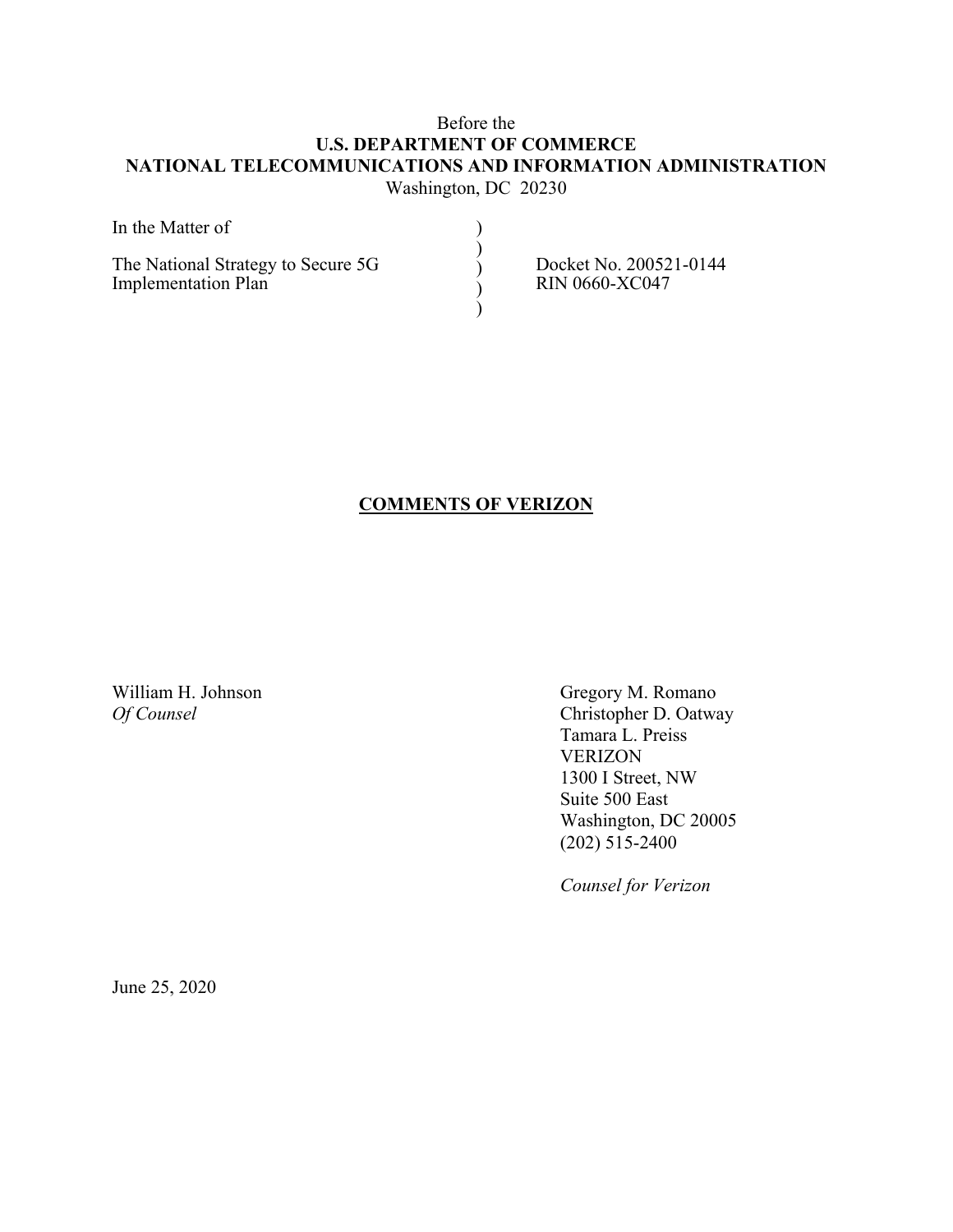Before the

**U.S. DEPARTMENT OF COMMERCE**

**NATIONAL TELECOMMUNICATIONS AND INFORMATION ADMINISTRATION**

Washington, DC 20230

| | | |
|---|---|---|
| In the Matter of | ) | |
| | ) | |
| The National Strategy to Secure 5G Implementation Plan | ) | Docket No. 200521-0144 RIN 0660-XC047 |
| | ) | |
| | ) | |

**COMMENTS OF VERIZON**

William H. Johnson
*Of Counsel*

Gregory M. Romano
Christopher D. Oatway
Tamara L. Preiss
VERIZON
1300 I Street, NW
Suite 500 East
Washington, DC 20005
(202) 515-2400

*Counsel for Verizon*

June 25, 2020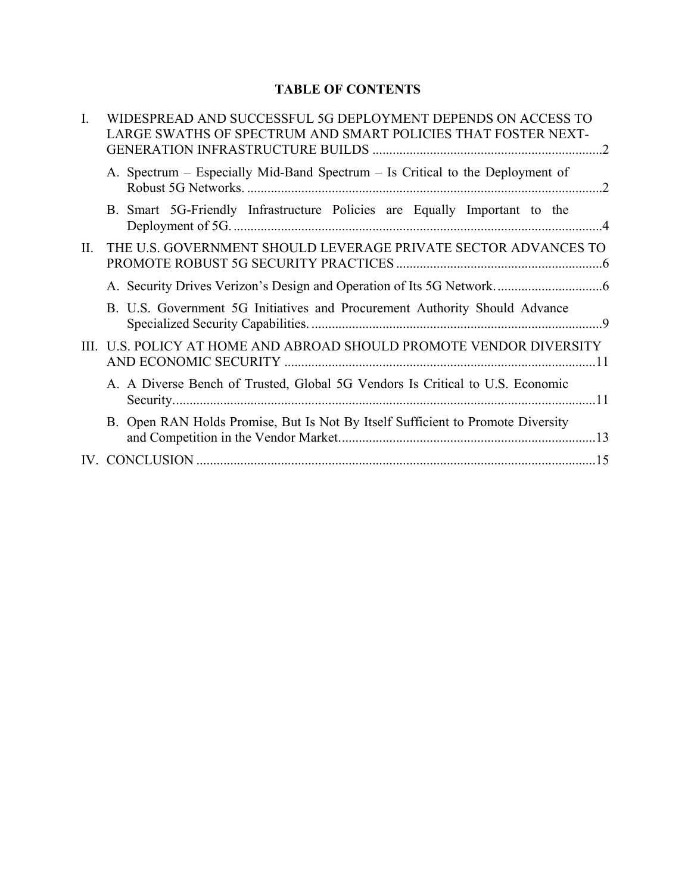# TABLE OF CONTENTS

I. WIDESPREAD AND SUCCESSFUL 5G DEPLOYMENT DEPENDS ON ACCESS TO LARGE SWATHS OF SPECTRUM AND SMART POLICIES THAT FOSTER NEXT-GENERATION INFRASTRUCTURE BUILDS ....................................................................2

- A. Spectrum – Especially Mid-Band Spectrum – Is Critical to the Deployment of Robust 5G Networks. ........................................................................................................2
- B. Smart 5G-Friendly Infrastructure Policies are Equally Important to the Deployment of 5G. ............................................................................................................4

II. THE U.S. GOVERNMENT SHOULD LEVERAGE PRIVATE SECTOR ADVANCES TO PROMOTE ROBUST 5G SECURITY PRACTICES .............................................................6

- A. Security Drives Verizon's Design and Operation of Its 5G Network. ...............................6
- B. U.S. Government 5G Initiatives and Procurement Authority Should Advance Specialized Security Capabilities. .....................................................................................9

III. U.S. POLICY AT HOME AND ABROAD SHOULD PROMOTE VENDOR DIVERSITY AND ECONOMIC SECURITY ............................................................................................11

- A. A Diverse Bench of Trusted, Global 5G Vendors Is Critical to U.S. Economic Security...........................................................................................................................11
- B. Open RAN Holds Promise, But Is Not By Itself Sufficient to Promote Diversity and Competition in the Vendor Market............................................................................13

IV. CONCLUSION .....................................................................................................................15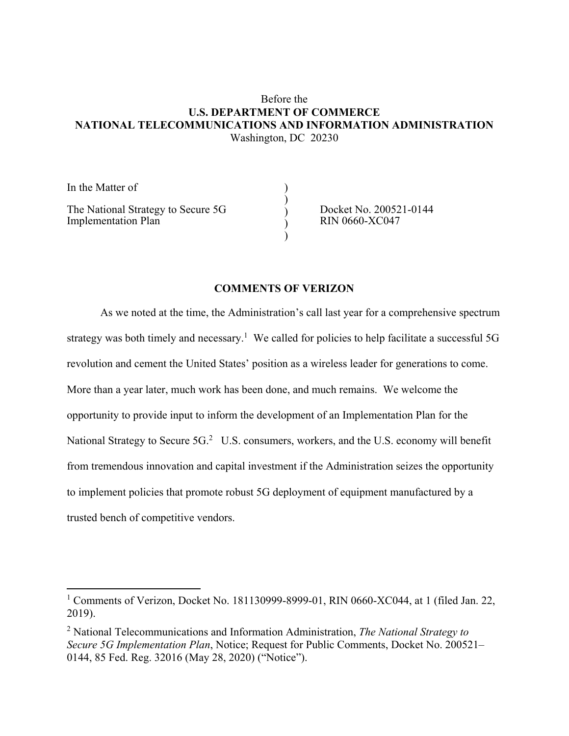Before the

**U.S. DEPARTMENT OF COMMERCE**

**NATIONAL TELECOMMUNICATIONS AND INFORMATION ADMINISTRATION**

Washington, DC 20230

| | | |
|---|---|---|
| In the Matter of | ) | |
| | ) | |
| The National Strategy to Secure 5G Implementation Plan | ) | Docket No. 200521-0144 RIN 0660-XC047 |
| | ) | |
| | ) | |

## COMMENTS OF VERIZON

As we noted at the time, the Administration's call last year for a comprehensive spectrum strategy was both timely and necessary.[1] We called for policies to help facilitate a successful 5G revolution and cement the United States' position as a wireless leader for generations to come. More than a year later, much work has been done, and much remains. We welcome the opportunity to provide input to inform the development of an Implementation Plan for the National Strategy to Secure 5G.[2] U.S. consumers, workers, and the U.S. economy will benefit from tremendous innovation and capital investment if the Administration seizes the opportunity to implement policies that promote robust 5G deployment of equipment manufactured by a trusted bench of competitive vendors.

---

[1] Comments of Verizon, Docket No. 181130999-8999-01, RIN 0660-XC044, at 1 (filed Jan. 22, 2019).

[2] National Telecommunications and Information Administration, *The National Strategy to Secure 5G Implementation Plan*, Notice; Request for Public Comments, Docket No. 200521–0144, 85 Fed. Reg. 32016 (May 28, 2020) ("Notice").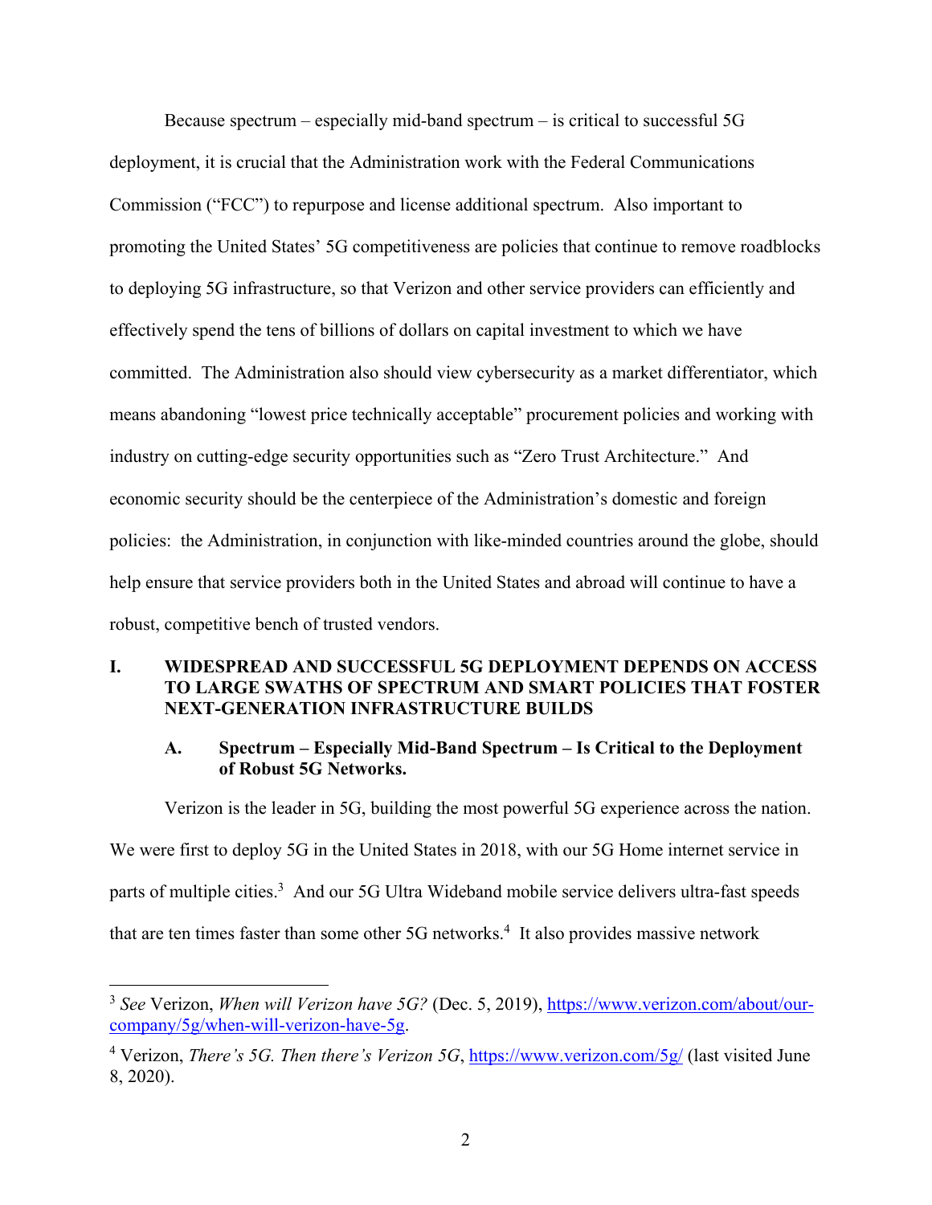Because spectrum – especially mid-band spectrum – is critical to successful 5G deployment, it is crucial that the Administration work with the Federal Communications Commission ("FCC") to repurpose and license additional spectrum. Also important to promoting the United States' 5G competitiveness are policies that continue to remove roadblocks to deploying 5G infrastructure, so that Verizon and other service providers can efficiently and effectively spend the tens of billions of dollars on capital investment to which we have committed. The Administration also should view cybersecurity as a market differentiator, which means abandoning "lowest price technically acceptable" procurement policies and working with industry on cutting-edge security opportunities such as "Zero Trust Architecture." And economic security should be the centerpiece of the Administration's domestic and foreign policies: the Administration, in conjunction with like-minded countries around the globe, should help ensure that service providers both in the United States and abroad will continue to have a robust, competitive bench of trusted vendors.

## I. WIDESPREAD AND SUCCESSFUL 5G DEPLOYMENT DEPENDS ON ACCESS TO LARGE SWATHS OF SPECTRUM AND SMART POLICIES THAT FOSTER NEXT-GENERATION INFRASTRUCTURE BUILDS

### A. Spectrum – Especially Mid-Band Spectrum – Is Critical to the Deployment of Robust 5G Networks.

Verizon is the leader in 5G, building the most powerful 5G experience across the nation. We were first to deploy 5G in the United States in 2018, with our 5G Home internet service in parts of multiple cities.[3] And our 5G Ultra Wideband mobile service delivers ultra-fast speeds that are ten times faster than some other 5G networks.[4] It also provides massive network

---

[3] *See* Verizon, *When will Verizon have 5G?* (Dec. 5, 2019), https://www.verizon.com/about/our-company/5g/when-will-verizon-have-5g.

[4] Verizon, *There's 5G. Then there's Verizon 5G*, https://www.verizon.com/5g/ (last visited June 8, 2020).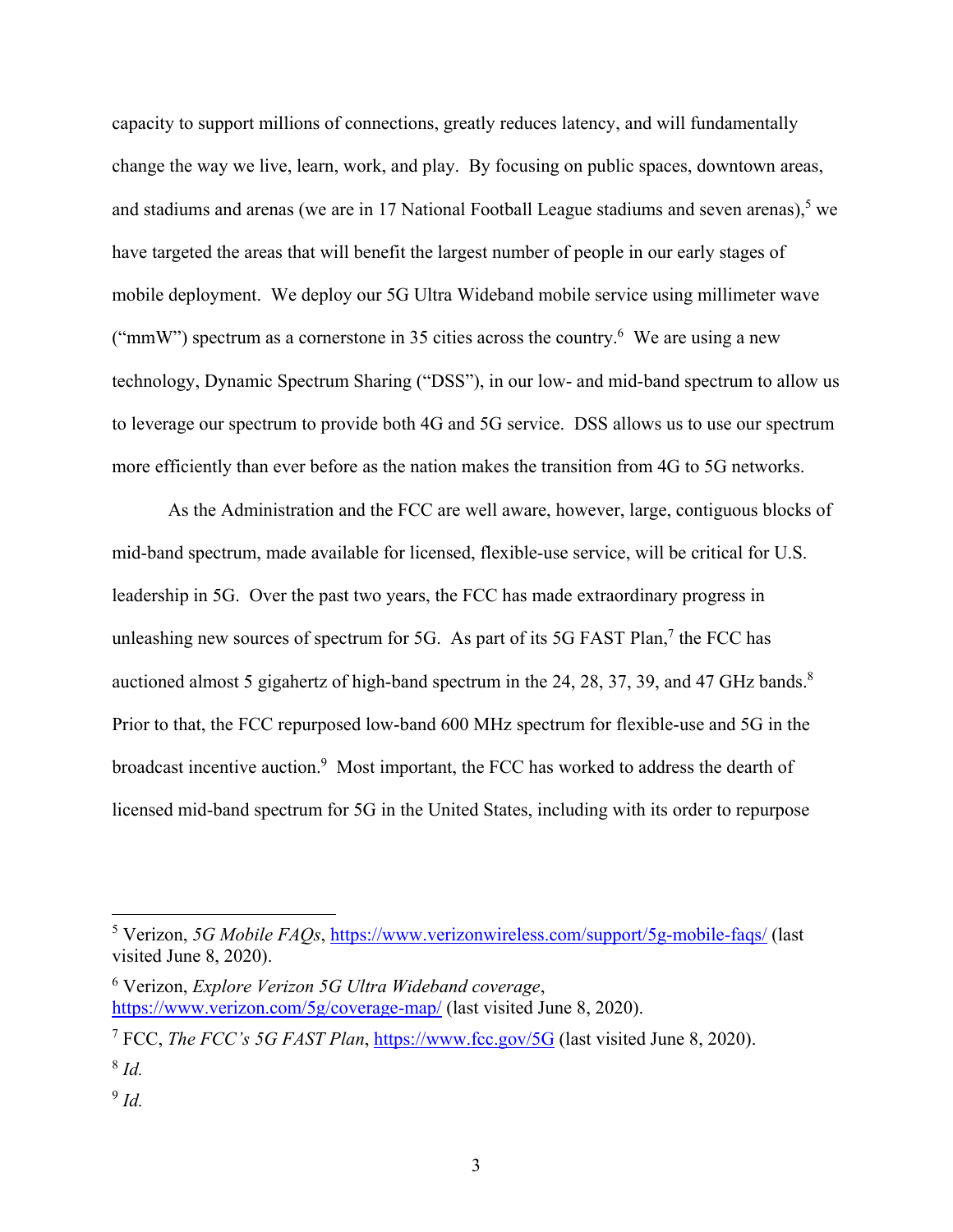capacity to support millions of connections, greatly reduces latency, and will fundamentally change the way we live, learn, work, and play. By focusing on public spaces, downtown areas, and stadiums and arenas (we are in 17 National Football League stadiums and seven arenas),[5] we have targeted the areas that will benefit the largest number of people in our early stages of mobile deployment. We deploy our 5G Ultra Wideband mobile service using millimeter wave ("mmW") spectrum as a cornerstone in 35 cities across the country.[6] We are using a new technology, Dynamic Spectrum Sharing ("DSS"), in our low- and mid-band spectrum to allow us to leverage our spectrum to provide both 4G and 5G service. DSS allows us to use our spectrum more efficiently than ever before as the nation makes the transition from 4G to 5G networks.

As the Administration and the FCC are well aware, however, large, contiguous blocks of mid-band spectrum, made available for licensed, flexible-use service, will be critical for U.S. leadership in 5G. Over the past two years, the FCC has made extraordinary progress in unleashing new sources of spectrum for 5G. As part of its 5G FAST Plan,[7] the FCC has auctioned almost 5 gigahertz of high-band spectrum in the 24, 28, 37, 39, and 47 GHz bands.[8] Prior to that, the FCC repurposed low-band 600 MHz spectrum for flexible-use and 5G in the broadcast incentive auction.[9] Most important, the FCC has worked to address the dearth of licensed mid-band spectrum for 5G in the United States, including with its order to repurpose

---

[5] Verizon, *5G Mobile FAQs*, https://www.verizonwireless.com/support/5g-mobile-faqs/ (last visited June 8, 2020).

[6] Verizon, *Explore Verizon 5G Ultra Wideband coverage*, https://www.verizon.com/5g/coverage-map/ (last visited June 8, 2020).

[7] FCC, *The FCC's 5G FAST Plan*, https://www.fcc.gov/5G (last visited June 8, 2020).

[8] *Id.*

[9] *Id.*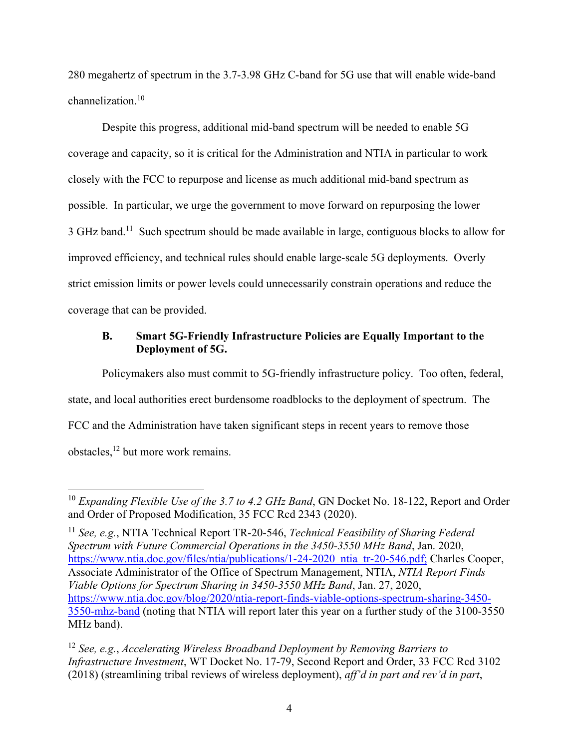280 megahertz of spectrum in the 3.7-3.98 GHz C-band for 5G use that will enable wide-band channelization.[10]

Despite this progress, additional mid-band spectrum will be needed to enable 5G coverage and capacity, so it is critical for the Administration and NTIA in particular to work closely with the FCC to repurpose and license as much additional mid-band spectrum as possible. In particular, we urge the government to move forward on repurposing the lower 3 GHz band.[11] Such spectrum should be made available in large, contiguous blocks to allow for improved efficiency, and technical rules should enable large-scale 5G deployments. Overly strict emission limits or power levels could unnecessarily constrain operations and reduce the coverage that can be provided.

### B. Smart 5G-Friendly Infrastructure Policies are Equally Important to the Deployment of 5G.

Policymakers also must commit to 5G-friendly infrastructure policy. Too often, federal, state, and local authorities erect burdensome roadblocks to the deployment of spectrum. The FCC and the Administration have taken significant steps in recent years to remove those obstacles,[12] but more work remains.

---

[10] *Expanding Flexible Use of the 3.7 to 4.2 GHz Band*, GN Docket No. 18-122, Report and Order and Order of Proposed Modification, 35 FCC Rcd 2343 (2020).

[11] *See, e.g.*, NTIA Technical Report TR-20-546, *Technical Feasibility of Sharing Federal Spectrum with Future Commercial Operations in the 3450-3550 MHz Band*, Jan. 2020, https://www.ntia.doc.gov/files/ntia/publications/1-24-2020_ntia_tr-20-546.pdf; Charles Cooper, Associate Administrator of the Office of Spectrum Management, NTIA, *NTIA Report Finds Viable Options for Spectrum Sharing in 3450-3550 MHz Band*, Jan. 27, 2020, https://www.ntia.doc.gov/blog/2020/ntia-report-finds-viable-options-spectrum-sharing-3450-3550-mhz-band (noting that NTIA will report later this year on a further study of the 3100-3550 MHz band).

[12] *See, e.g.*, *Accelerating Wireless Broadband Deployment by Removing Barriers to Infrastructure Investment*, WT Docket No. 17-79, Second Report and Order, 33 FCC Rcd 3102 (2018) (streamlining tribal reviews of wireless deployment), *aff'd in part and rev'd in part*,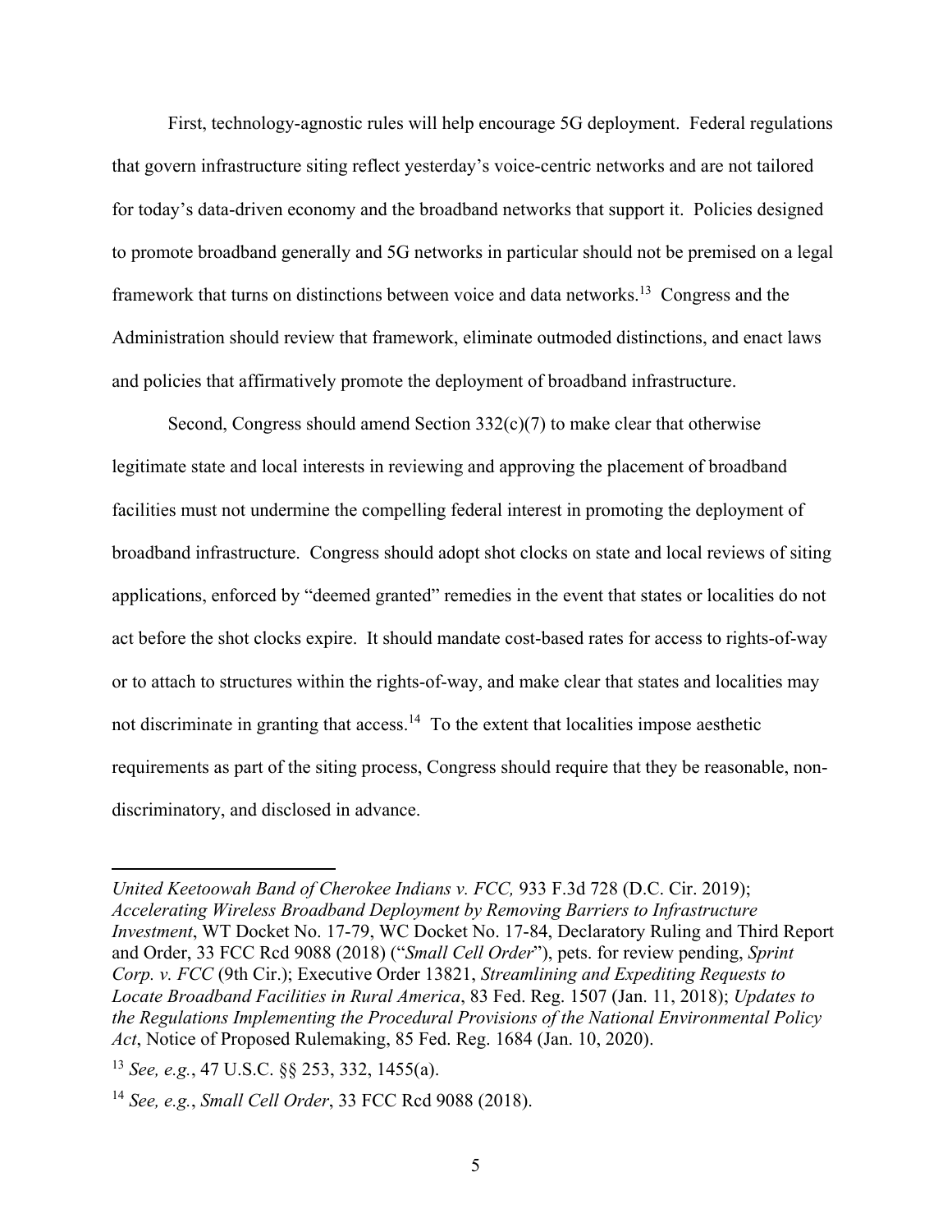First, technology-agnostic rules will help encourage 5G deployment. Federal regulations that govern infrastructure siting reflect yesterday's voice-centric networks and are not tailored for today's data-driven economy and the broadband networks that support it. Policies designed to promote broadband generally and 5G networks in particular should not be premised on a legal framework that turns on distinctions between voice and data networks.[13] Congress and the Administration should review that framework, eliminate outmoded distinctions, and enact laws and policies that affirmatively promote the deployment of broadband infrastructure.

Second, Congress should amend Section 332(c)(7) to make clear that otherwise legitimate state and local interests in reviewing and approving the placement of broadband facilities must not undermine the compelling federal interest in promoting the deployment of broadband infrastructure. Congress should adopt shot clocks on state and local reviews of siting applications, enforced by "deemed granted" remedies in the event that states or localities do not act before the shot clocks expire. It should mandate cost-based rates for access to rights-of-way or to attach to structures within the rights-of-way, and make clear that states and localities may not discriminate in granting that access.[14] To the extent that localities impose aesthetic requirements as part of the siting process, Congress should require that they be reasonable, non-discriminatory, and disclosed in advance.

---

*United Keetoowah Band of Cherokee Indians v. FCC,* 933 F.3d 728 (D.C. Cir. 2019); *Accelerating Wireless Broadband Deployment by Removing Barriers to Infrastructure Investment*, WT Docket No. 17-79, WC Docket No. 17-84, Declaratory Ruling and Third Report and Order, 33 FCC Rcd 9088 (2018) ("*Small Cell Order*"), pets. for review pending, *Sprint Corp. v. FCC* (9th Cir.); Executive Order 13821, *Streamlining and Expediting Requests to Locate Broadband Facilities in Rural America*, 83 Fed. Reg. 1507 (Jan. 11, 2018); *Updates to the Regulations Implementing the Procedural Provisions of the National Environmental Policy Act*, Notice of Proposed Rulemaking, 85 Fed. Reg. 1684 (Jan. 10, 2020).

[13] *See, e.g.*, 47 U.S.C. §§ 253, 332, 1455(a).

[14] *See, e.g.*, *Small Cell Order*, 33 FCC Rcd 9088 (2018).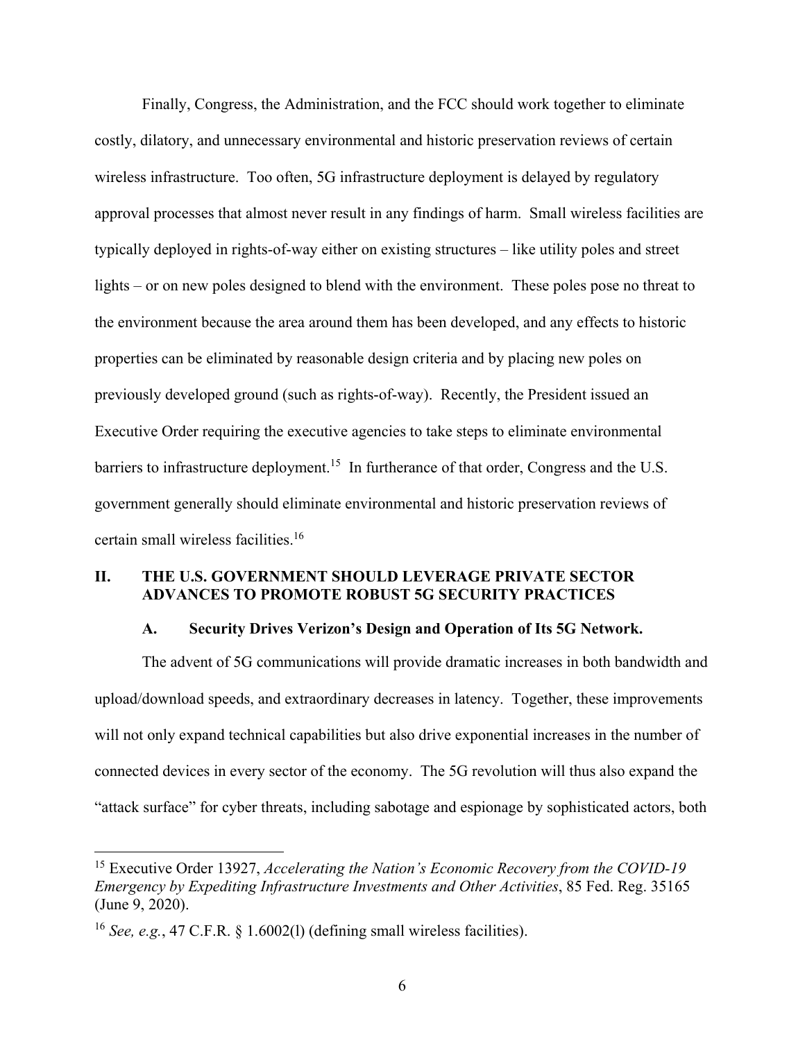Finally, Congress, the Administration, and the FCC should work together to eliminate costly, dilatory, and unnecessary environmental and historic preservation reviews of certain wireless infrastructure. Too often, 5G infrastructure deployment is delayed by regulatory approval processes that almost never result in any findings of harm. Small wireless facilities are typically deployed in rights-of-way either on existing structures – like utility poles and street lights – or on new poles designed to blend with the environment. These poles pose no threat to the environment because the area around them has been developed, and any effects to historic properties can be eliminated by reasonable design criteria and by placing new poles on previously developed ground (such as rights-of-way). Recently, the President issued an Executive Order requiring the executive agencies to take steps to eliminate environmental barriers to infrastructure deployment.[15] In furtherance of that order, Congress and the U.S. government generally should eliminate environmental and historic preservation reviews of certain small wireless facilities.[16]

## II. THE U.S. GOVERNMENT SHOULD LEVERAGE PRIVATE SECTOR ADVANCES TO PROMOTE ROBUST 5G SECURITY PRACTICES

### A. Security Drives Verizon's Design and Operation of Its 5G Network.

The advent of 5G communications will provide dramatic increases in both bandwidth and upload/download speeds, and extraordinary decreases in latency. Together, these improvements will not only expand technical capabilities but also drive exponential increases in the number of connected devices in every sector of the economy. The 5G revolution will thus also expand the "attack surface" for cyber threats, including sabotage and espionage by sophisticated actors, both

---

[15] Executive Order 13927, *Accelerating the Nation's Economic Recovery from the COVID-19 Emergency by Expediting Infrastructure Investments and Other Activities*, 85 Fed. Reg. 35165 (June 9, 2020).

[16] *See, e.g.*, 47 C.F.R. § 1.6002(l) (defining small wireless facilities).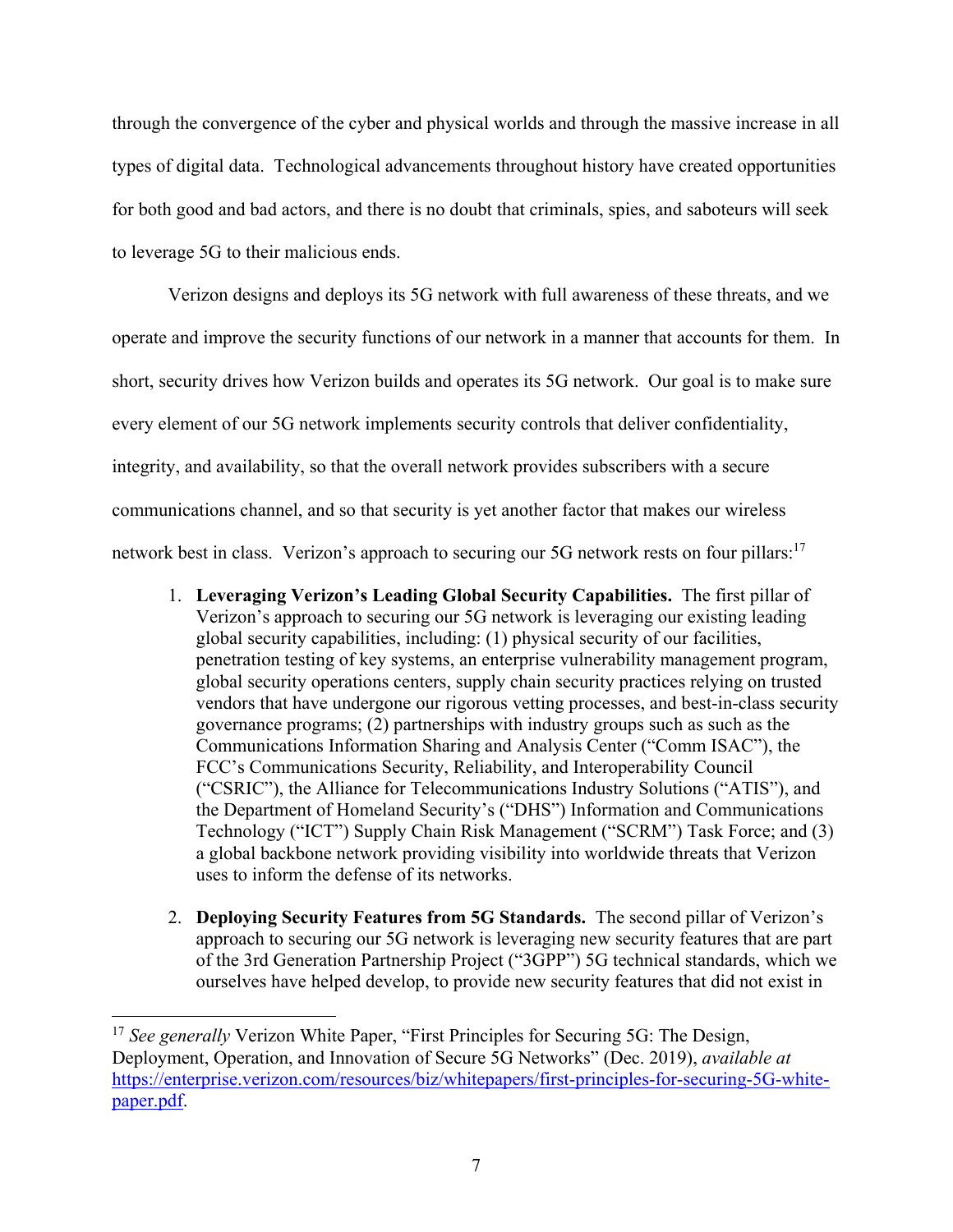through the convergence of the cyber and physical worlds and through the massive increase in all types of digital data. Technological advancements throughout history have created opportunities for both good and bad actors, and there is no doubt that criminals, spies, and saboteurs will seek to leverage 5G to their malicious ends.

Verizon designs and deploys its 5G network with full awareness of these threats, and we operate and improve the security functions of our network in a manner that accounts for them. In short, security drives how Verizon builds and operates its 5G network. Our goal is to make sure every element of our 5G network implements security controls that deliver confidentiality, integrity, and availability, so that the overall network provides subscribers with a secure communications channel, and so that security is yet another factor that makes our wireless network best in class. Verizon's approach to securing our 5G network rests on four pillars:[17]

1. **Leveraging Verizon's Leading Global Security Capabilities.** The first pillar of Verizon's approach to securing our 5G network is leveraging our existing leading global security capabilities, including: (1) physical security of our facilities, penetration testing of key systems, an enterprise vulnerability management program, global security operations centers, supply chain security practices relying on trusted vendors that have undergone our rigorous vetting processes, and best-in-class security governance programs; (2) partnerships with industry groups such as such as the Communications Information Sharing and Analysis Center ("Comm ISAC"), the FCC's Communications Security, Reliability, and Interoperability Council ("CSRIC"), the Alliance for Telecommunications Industry Solutions ("ATIS"), and the Department of Homeland Security's ("DHS") Information and Communications Technology ("ICT") Supply Chain Risk Management ("SCRM") Task Force; and (3) a global backbone network providing visibility into worldwide threats that Verizon uses to inform the defense of its networks.

2. **Deploying Security Features from 5G Standards.** The second pillar of Verizon's approach to securing our 5G network is leveraging new security features that are part of the 3rd Generation Partnership Project ("3GPP") 5G technical standards, which we ourselves have helped develop, to provide new security features that did not exist in

---

[17] *See generally* Verizon White Paper, "First Principles for Securing 5G: The Design, Deployment, Operation, and Innovation of Secure 5G Networks" (Dec. 2019), *available at* https://enterprise.verizon.com/resources/biz/whitepapers/first-principles-for-securing-5G-white-paper.pdf.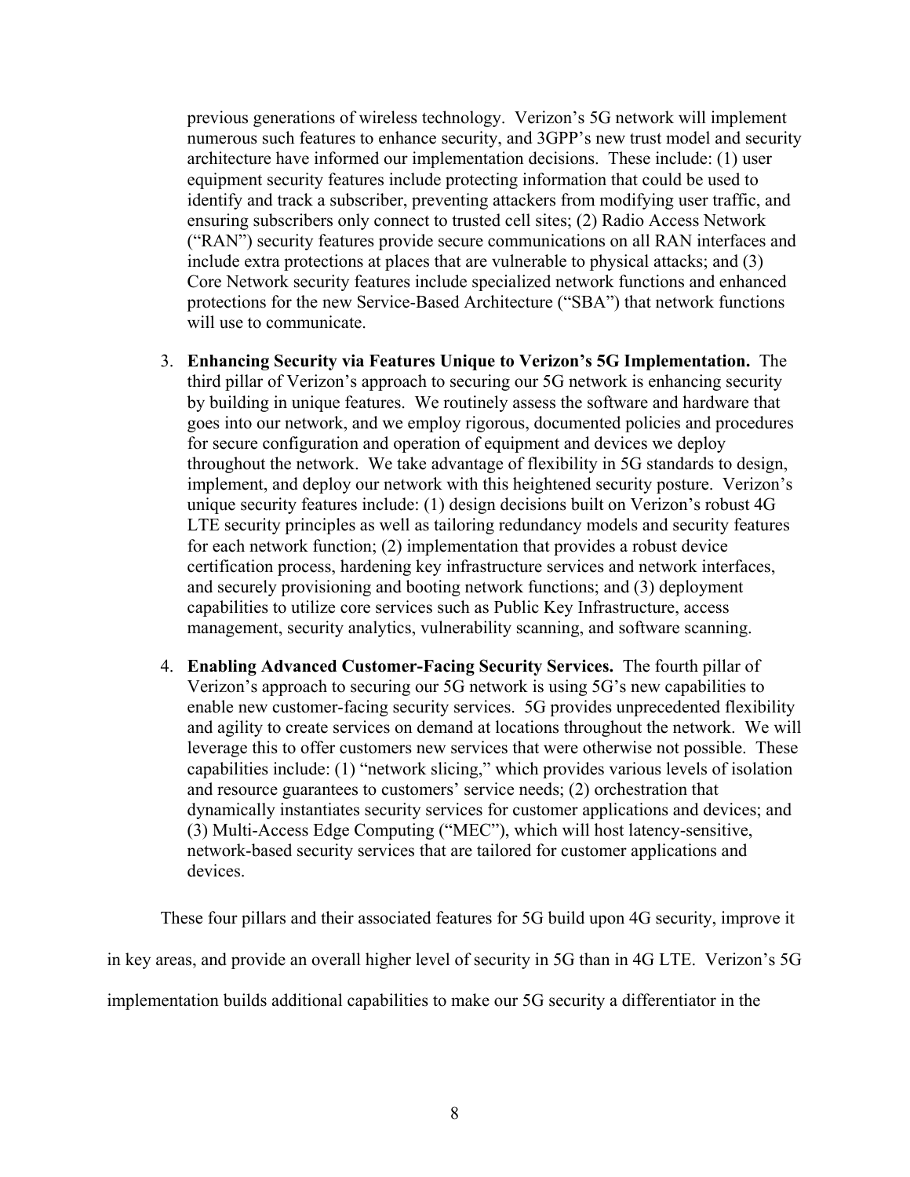previous generations of wireless technology. Verizon's 5G network will implement numerous such features to enhance security, and 3GPP's new trust model and security architecture have informed our implementation decisions. These include: (1) user equipment security features include protecting information that could be used to identify and track a subscriber, preventing attackers from modifying user traffic, and ensuring subscribers only connect to trusted cell sites; (2) Radio Access Network ("RAN") security features provide secure communications on all RAN interfaces and include extra protections at places that are vulnerable to physical attacks; and (3) Core Network security features include specialized network functions and enhanced protections for the new Service-Based Architecture ("SBA") that network functions will use to communicate.

3. **Enhancing Security via Features Unique to Verizon's 5G Implementation.** The third pillar of Verizon's approach to securing our 5G network is enhancing security by building in unique features. We routinely assess the software and hardware that goes into our network, and we employ rigorous, documented policies and procedures for secure configuration and operation of equipment and devices we deploy throughout the network. We take advantage of flexibility in 5G standards to design, implement, and deploy our network with this heightened security posture. Verizon's unique security features include: (1) design decisions built on Verizon's robust 4G LTE security principles as well as tailoring redundancy models and security features for each network function; (2) implementation that provides a robust device certification process, hardening key infrastructure services and network interfaces, and securely provisioning and booting network functions; and (3) deployment capabilities to utilize core services such as Public Key Infrastructure, access management, security analytics, vulnerability scanning, and software scanning.

4. **Enabling Advanced Customer-Facing Security Services.** The fourth pillar of Verizon's approach to securing our 5G network is using 5G's new capabilities to enable new customer-facing security services. 5G provides unprecedented flexibility and agility to create services on demand at locations throughout the network. We will leverage this to offer customers new services that were otherwise not possible. These capabilities include: (1) "network slicing," which provides various levels of isolation and resource guarantees to customers' service needs; (2) orchestration that dynamically instantiates security services for customer applications and devices; and (3) Multi-Access Edge Computing ("MEC"), which will host latency-sensitive, network-based security services that are tailored for customer applications and devices.

These four pillars and their associated features for 5G build upon 4G security, improve it in key areas, and provide an overall higher level of security in 5G than in 4G LTE. Verizon's 5G implementation builds additional capabilities to make our 5G security a differentiator in the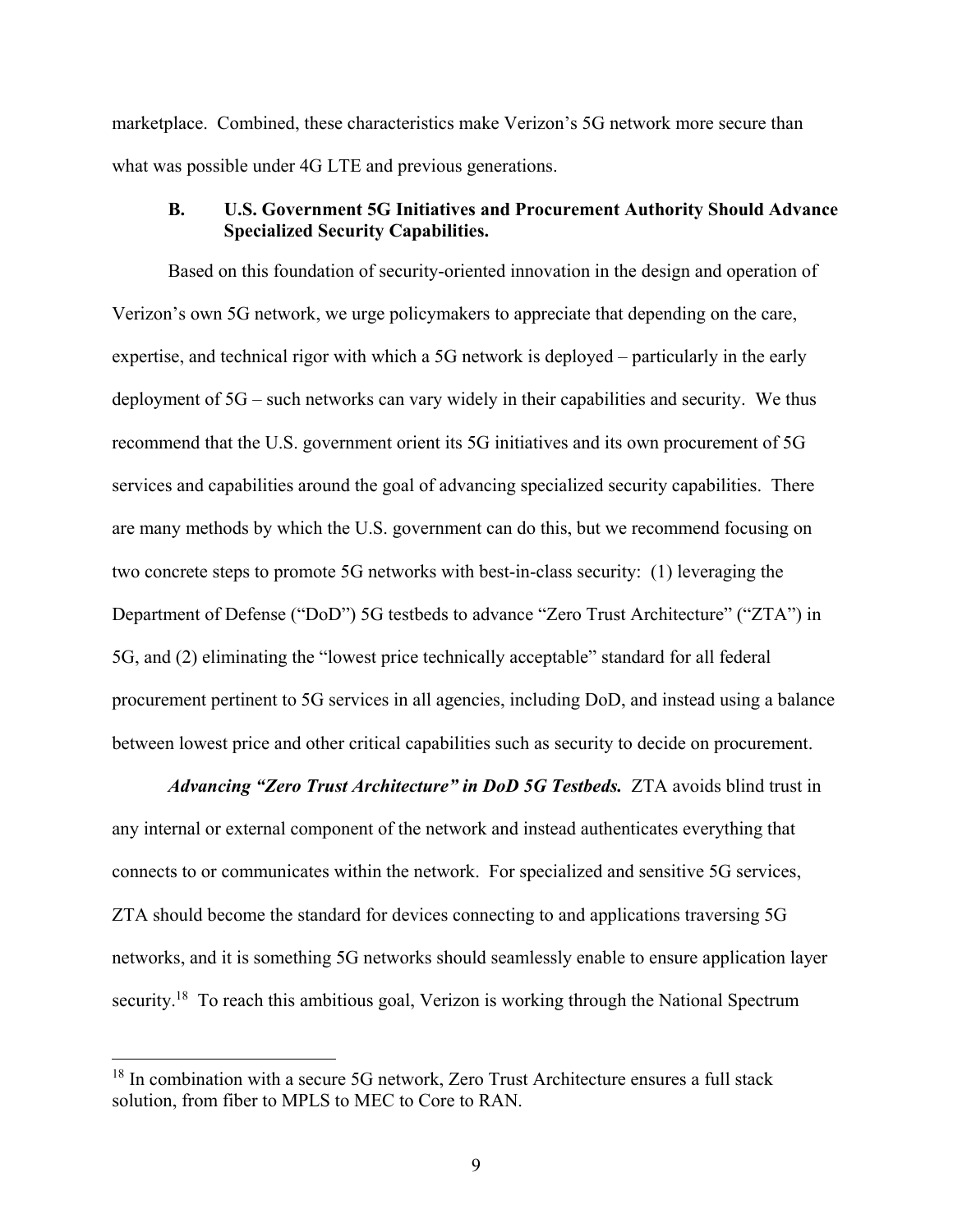marketplace. Combined, these characteristics make Verizon's 5G network more secure than what was possible under 4G LTE and previous generations.

### B. U.S. Government 5G Initiatives and Procurement Authority Should Advance Specialized Security Capabilities.

Based on this foundation of security-oriented innovation in the design and operation of Verizon's own 5G network, we urge policymakers to appreciate that depending on the care, expertise, and technical rigor with which a 5G network is deployed – particularly in the early deployment of 5G – such networks can vary widely in their capabilities and security. We thus recommend that the U.S. government orient its 5G initiatives and its own procurement of 5G services and capabilities around the goal of advancing specialized security capabilities. There are many methods by which the U.S. government can do this, but we recommend focusing on two concrete steps to promote 5G networks with best-in-class security: (1) leveraging the Department of Defense ("DoD") 5G testbeds to advance "Zero Trust Architecture" ("ZTA") in 5G, and (2) eliminating the "lowest price technically acceptable" standard for all federal procurement pertinent to 5G services in all agencies, including DoD, and instead using a balance between lowest price and other critical capabilities such as security to decide on procurement.

***Advancing "Zero Trust Architecture" in DoD 5G Testbeds.*** ZTA avoids blind trust in any internal or external component of the network and instead authenticates everything that connects to or communicates within the network. For specialized and sensitive 5G services, ZTA should become the standard for devices connecting to and applications traversing 5G networks, and it is something 5G networks should seamlessly enable to ensure application layer security.[18] To reach this ambitious goal, Verizon is working through the National Spectrum

---

[18] In combination with a secure 5G network, Zero Trust Architecture ensures a full stack solution, from fiber to MPLS to MEC to Core to RAN.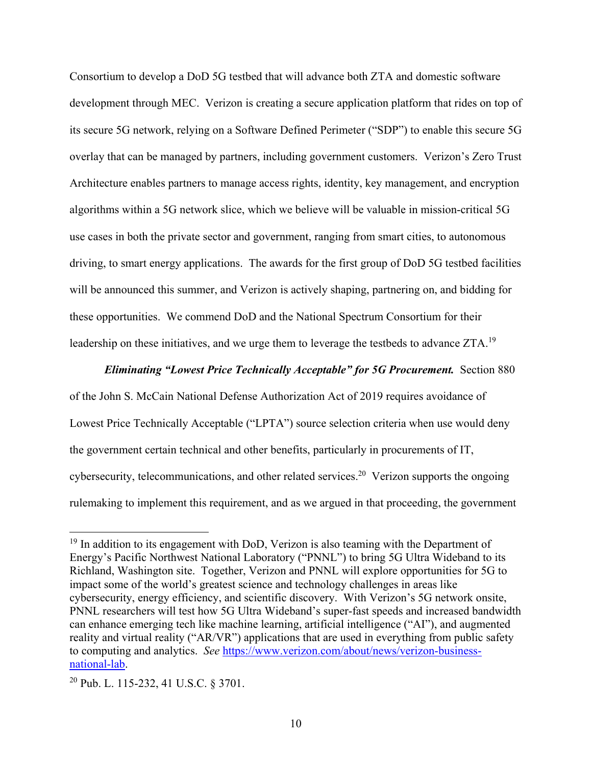Consortium to develop a DoD 5G testbed that will advance both ZTA and domestic software development through MEC. Verizon is creating a secure application platform that rides on top of its secure 5G network, relying on a Software Defined Perimeter ("SDP") to enable this secure 5G overlay that can be managed by partners, including government customers. Verizon's Zero Trust Architecture enables partners to manage access rights, identity, key management, and encryption algorithms within a 5G network slice, which we believe will be valuable in mission-critical 5G use cases in both the private sector and government, ranging from smart cities, to autonomous driving, to smart energy applications. The awards for the first group of DoD 5G testbed facilities will be announced this summer, and Verizon is actively shaping, partnering on, and bidding for these opportunities. We commend DoD and the National Spectrum Consortium for their leadership on these initiatives, and we urge them to leverage the testbeds to advance ZTA.[19]

***Eliminating "Lowest Price Technically Acceptable" for 5G Procurement.*** Section 880 of the John S. McCain National Defense Authorization Act of 2019 requires avoidance of Lowest Price Technically Acceptable ("LPTA") source selection criteria when use would deny the government certain technical and other benefits, particularly in procurements of IT, cybersecurity, telecommunications, and other related services.[20] Verizon supports the ongoing rulemaking to implement this requirement, and as we argued in that proceeding, the government

---

[19] In addition to its engagement with DoD, Verizon is also teaming with the Department of Energy's Pacific Northwest National Laboratory ("PNNL") to bring 5G Ultra Wideband to its Richland, Washington site. Together, Verizon and PNNL will explore opportunities for 5G to impact some of the world's greatest science and technology challenges in areas like cybersecurity, energy efficiency, and scientific discovery. With Verizon's 5G network onsite, PNNL researchers will test how 5G Ultra Wideband's super-fast speeds and increased bandwidth can enhance emerging tech like machine learning, artificial intelligence ("AI"), and augmented reality and virtual reality ("AR/VR") applications that are used in everything from public safety to computing and analytics. *See* https://www.verizon.com/about/news/verizon-business-national-lab.

[20] Pub. L. 115-232, 41 U.S.C. § 3701.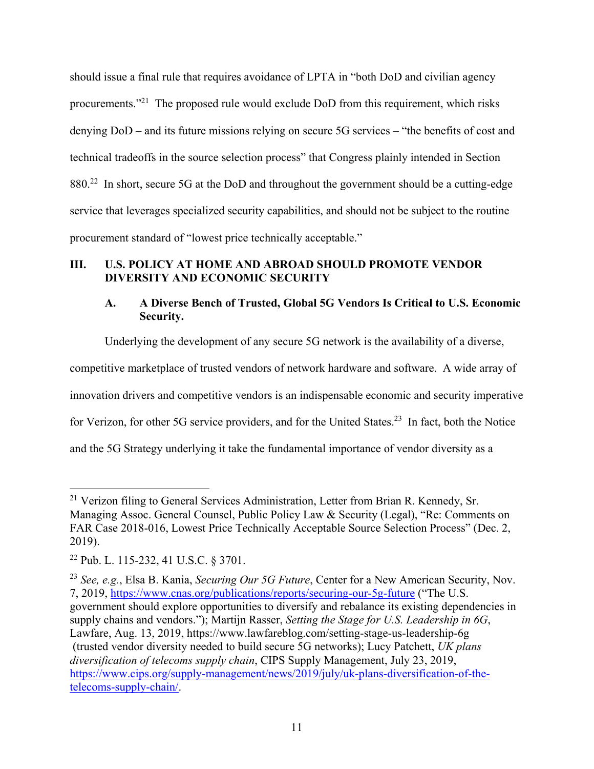should issue a final rule that requires avoidance of LPTA in "both DoD and civilian agency procurements."[21] The proposed rule would exclude DoD from this requirement, which risks denying DoD – and its future missions relying on secure 5G services – "the benefits of cost and technical tradeoffs in the source selection process" that Congress plainly intended in Section 880.[22] In short, secure 5G at the DoD and throughout the government should be a cutting-edge service that leverages specialized security capabilities, and should not be subject to the routine procurement standard of "lowest price technically acceptable."

## III. U.S. POLICY AT HOME AND ABROAD SHOULD PROMOTE VENDOR DIVERSITY AND ECONOMIC SECURITY

### A. A Diverse Bench of Trusted, Global 5G Vendors Is Critical to U.S. Economic Security.

Underlying the development of any secure 5G network is the availability of a diverse, competitive marketplace of trusted vendors of network hardware and software. A wide array of innovation drivers and competitive vendors is an indispensable economic and security imperative for Verizon, for other 5G service providers, and for the United States.[23] In fact, both the Notice and the 5G Strategy underlying it take the fundamental importance of vendor diversity as a

---

[21] Verizon filing to General Services Administration, Letter from Brian R. Kennedy, Sr. Managing Assoc. General Counsel, Public Policy Law & Security (Legal), "Re: Comments on FAR Case 2018-016, Lowest Price Technically Acceptable Source Selection Process" (Dec. 2, 2019).

[22] Pub. L. 115-232, 41 U.S.C. § 3701.

[23] *See, e.g.*, Elsa B. Kania, *Securing Our 5G Future*, Center for a New American Security, Nov. 7, 2019, https://www.cnas.org/publications/reports/securing-our-5g-future ("The U.S. government should explore opportunities to diversify and rebalance its existing dependencies in supply chains and vendors."); Martijn Rasser, *Setting the Stage for U.S. Leadership in 6G*, Lawfare, Aug. 13, 2019, https://www.lawfareblog.com/setting-stage-us-leadership-6g (trusted vendor diversity needed to build secure 5G networks); Lucy Patchett, *UK plans diversification of telecoms supply chain*, CIPS Supply Management, July 23, 2019, https://www.cips.org/supply-management/news/2019/july/uk-plans-diversification-of-the-telecoms-supply-chain/.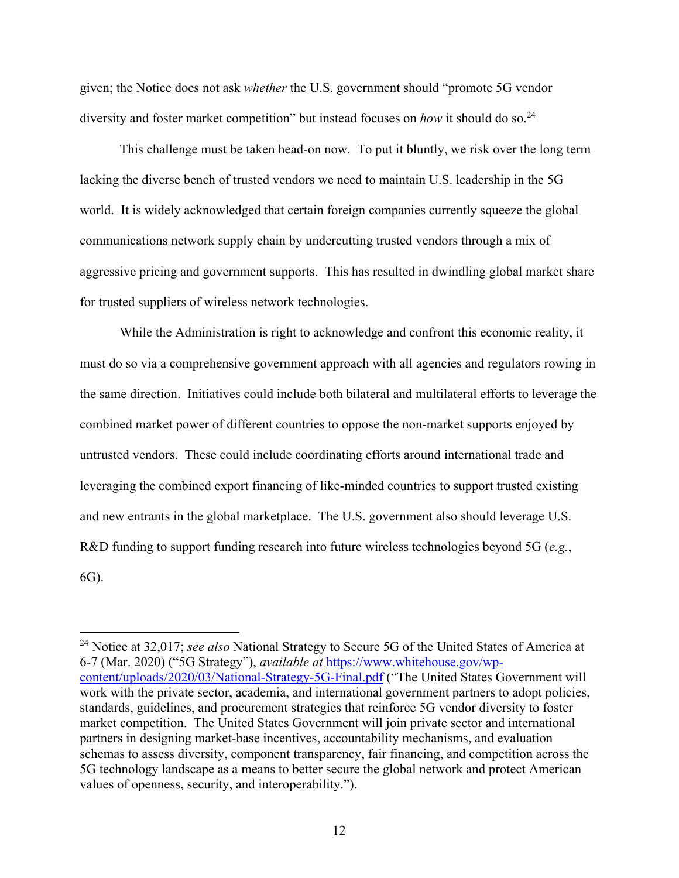given; the Notice does not ask *whether* the U.S. government should "promote 5G vendor diversity and foster market competition" but instead focuses on *how* it should do so.[24]

This challenge must be taken head-on now. To put it bluntly, we risk over the long term lacking the diverse bench of trusted vendors we need to maintain U.S. leadership in the 5G world. It is widely acknowledged that certain foreign companies currently squeeze the global communications network supply chain by undercutting trusted vendors through a mix of aggressive pricing and government supports. This has resulted in dwindling global market share for trusted suppliers of wireless network technologies.

While the Administration is right to acknowledge and confront this economic reality, it must do so via a comprehensive government approach with all agencies and regulators rowing in the same direction. Initiatives could include both bilateral and multilateral efforts to leverage the combined market power of different countries to oppose the non-market supports enjoyed by untrusted vendors. These could include coordinating efforts around international trade and leveraging the combined export financing of like-minded countries to support trusted existing and new entrants in the global marketplace. The U.S. government also should leverage U.S. R&D funding to support funding research into future wireless technologies beyond 5G (*e.g.*, 6G).

---

[24] Notice at 32,017; *see also* National Strategy to Secure 5G of the United States of America at 6-7 (Mar. 2020) ("5G Strategy"), *available at* https://www.whitehouse.gov/wp-content/uploads/2020/03/National-Strategy-5G-Final.pdf ("The United States Government will work with the private sector, academia, and international government partners to adopt policies, standards, guidelines, and procurement strategies that reinforce 5G vendor diversity to foster market competition. The United States Government will join private sector and international partners in designing market-base incentives, accountability mechanisms, and evaluation schemas to assess diversity, component transparency, fair financing, and competition across the 5G technology landscape as a means to better secure the global network and protect American values of openness, security, and interoperability.").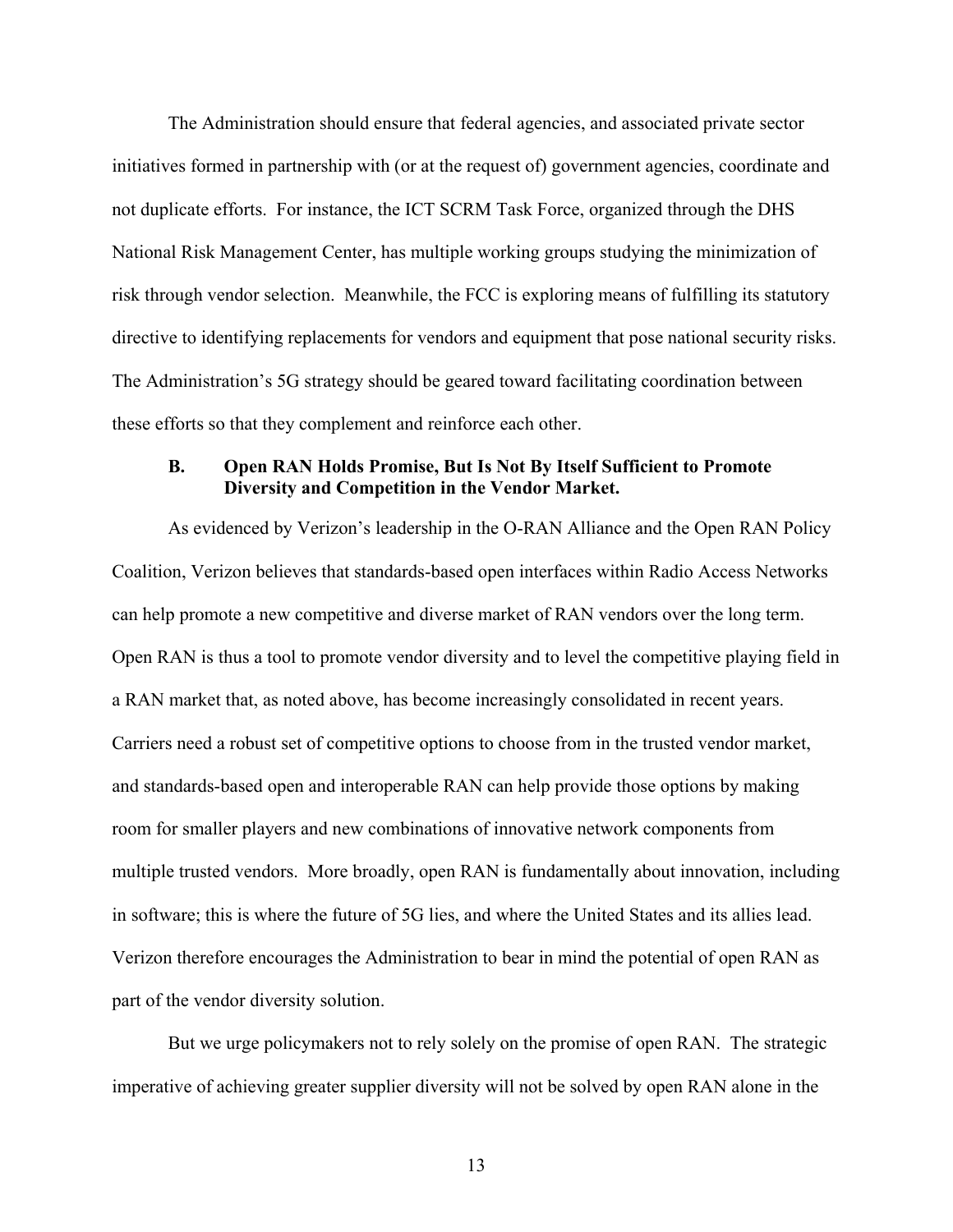The Administration should ensure that federal agencies, and associated private sector initiatives formed in partnership with (or at the request of) government agencies, coordinate and not duplicate efforts. For instance, the ICT SCRM Task Force, organized through the DHS National Risk Management Center, has multiple working groups studying the minimization of risk through vendor selection. Meanwhile, the FCC is exploring means of fulfilling its statutory directive to identifying replacements for vendors and equipment that pose national security risks. The Administration's 5G strategy should be geared toward facilitating coordination between these efforts so that they complement and reinforce each other.

### B. Open RAN Holds Promise, But Is Not By Itself Sufficient to Promote Diversity and Competition in the Vendor Market.

As evidenced by Verizon's leadership in the O-RAN Alliance and the Open RAN Policy Coalition, Verizon believes that standards-based open interfaces within Radio Access Networks can help promote a new competitive and diverse market of RAN vendors over the long term. Open RAN is thus a tool to promote vendor diversity and to level the competitive playing field in a RAN market that, as noted above, has become increasingly consolidated in recent years. Carriers need a robust set of competitive options to choose from in the trusted vendor market, and standards-based open and interoperable RAN can help provide those options by making room for smaller players and new combinations of innovative network components from multiple trusted vendors. More broadly, open RAN is fundamentally about innovation, including in software; this is where the future of 5G lies, and where the United States and its allies lead. Verizon therefore encourages the Administration to bear in mind the potential of open RAN as part of the vendor diversity solution.

But we urge policymakers not to rely solely on the promise of open RAN. The strategic imperative of achieving greater supplier diversity will not be solved by open RAN alone in the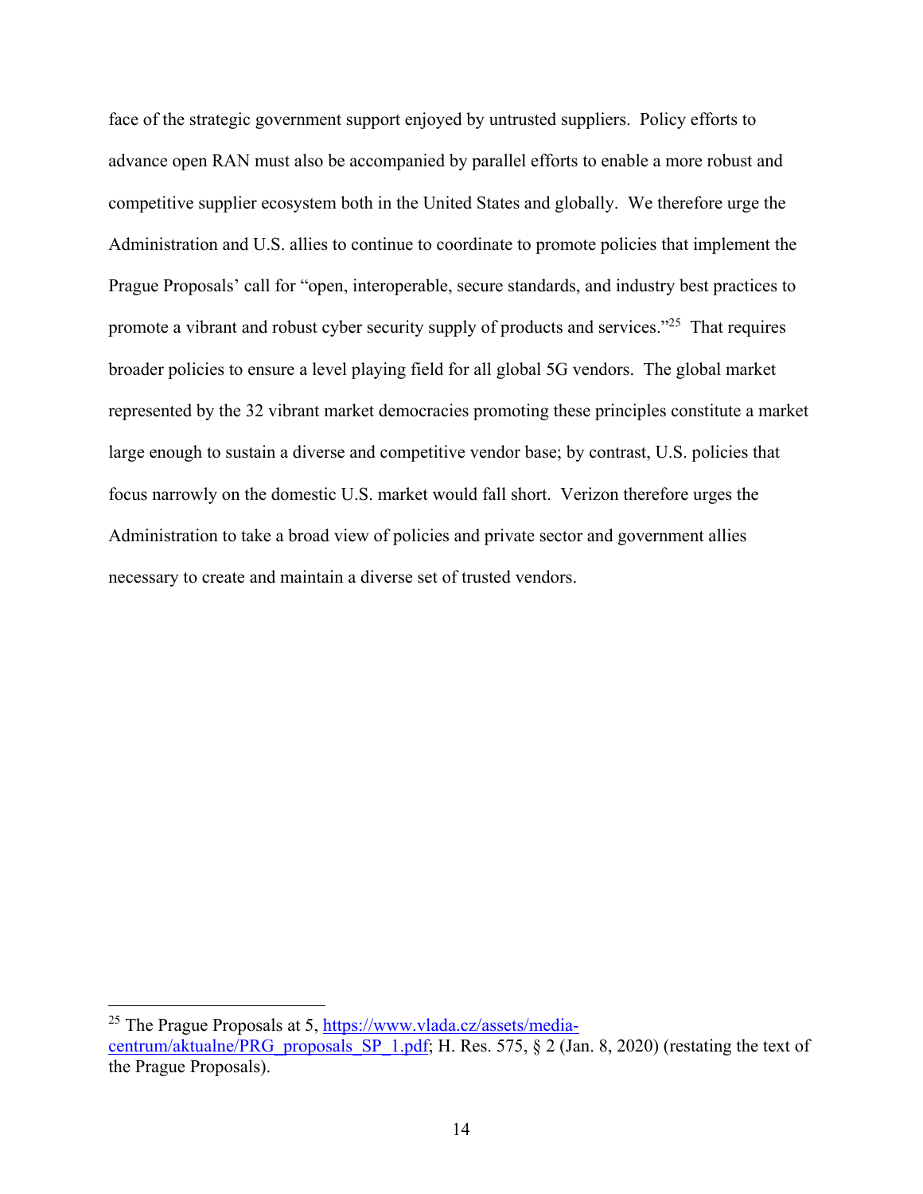face of the strategic government support enjoyed by untrusted suppliers. Policy efforts to advance open RAN must also be accompanied by parallel efforts to enable a more robust and competitive supplier ecosystem both in the United States and globally. We therefore urge the Administration and U.S. allies to continue to coordinate to promote policies that implement the Prague Proposals' call for "open, interoperable, secure standards, and industry best practices to promote a vibrant and robust cyber security supply of products and services."[25] That requires broader policies to ensure a level playing field for all global 5G vendors. The global market represented by the 32 vibrant market democracies promoting these principles constitute a market large enough to sustain a diverse and competitive vendor base; by contrast, U.S. policies that focus narrowly on the domestic U.S. market would fall short. Verizon therefore urges the Administration to take a broad view of policies and private sector and government allies necessary to create and maintain a diverse set of trusted vendors.

---

[25] The Prague Proposals at 5, https://www.vlada.cz/assets/media-centrum/aktualne/PRG_proposals_SP_1.pdf; H. Res. 575, § 2 (Jan. 8, 2020) (restating the text of the Prague Proposals).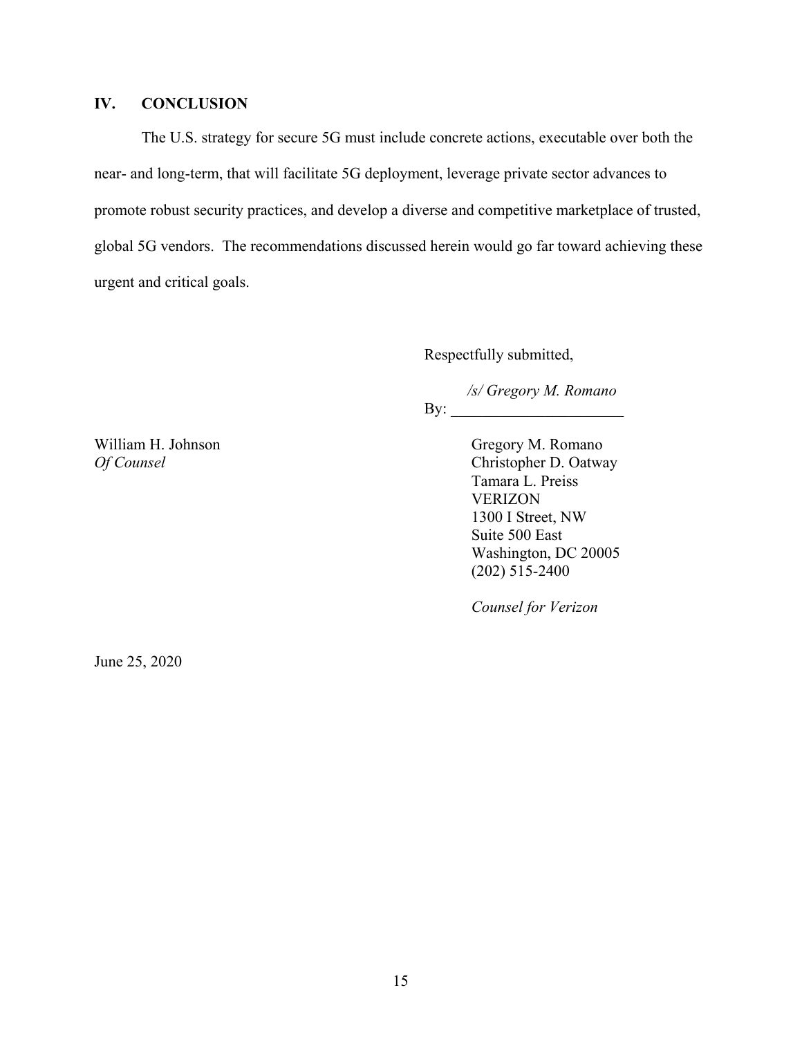## IV. CONCLUSION

The U.S. strategy for secure 5G must include concrete actions, executable over both the near- and long-term, that will facilitate 5G deployment, leverage private sector advances to promote robust security practices, and develop a diverse and competitive marketplace of trusted, global 5G vendors. The recommendations discussed herein would go far toward achieving these urgent and critical goals.

Respectfully submitted,

*/s/ Gregory M. Romano*

By: ______________________

William H. Johnson
*Of Counsel*

Gregory M. Romano
Christopher D. Oatway
Tamara L. Preiss
VERIZON
1300 I Street, NW
Suite 500 East
Washington, DC 20005
(202) 515-2400

*Counsel for Verizon*

June 25, 2020